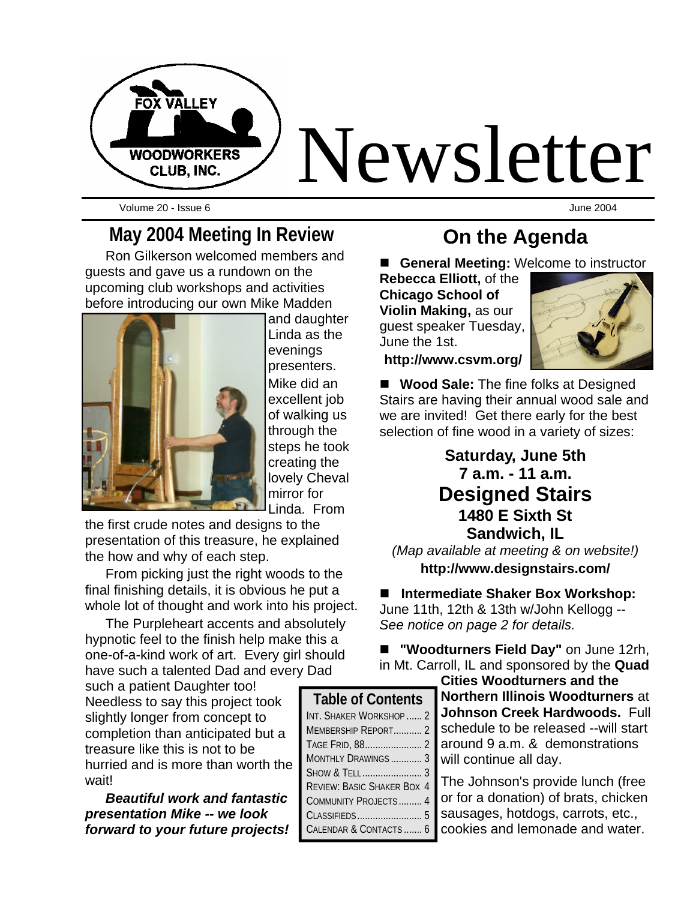# Newsletter

**FOX VALLEY WOODWORKERS CLUB, INC.**

Volume 20 - Issue 6 — June 2004

## May 2004 Meeting In Review

Ron Gilkerson welcomed members and guests and gave us a rundown on the upcoming club workshops and activities before introducing our own Mike Madden and daughter Linda as the evenings presenters. Mike did an excellent job of walking us through the steps he took creating the lovely Cheval mirror for Linda. From the first crude notes and designs to the presentation of this treasure, he explained the how and why of each step.

From picking just the right woods to the final finishing details, it is obvious he put a whole lot of thought and work into his project.

The Purpleheart accents and absolutely hypnotic feel to the finish help make this a one-of-a-kind work of art. Every girl should have such a talented Dad and every Dad such a patient Daughter too! Needless to say this project took slightly longer from concept to completion than anticipated but a treasure like this is not to be hurried and is more than worth the wait!

***Beautiful work and fantastic presentation Mike -- we look forward to your future projects!***

## On the Agenda

- **General Meeting:** Welcome to instructor **Rebecca Elliott,** of the **Chicago School of Violin Making,** as our guest speaker Tuesday, June the 1st.

  **http://www.csvm.org/**

- **Wood Sale:** The fine folks at Designed Stairs are having their annual wood sale and we are invited! Get there early for the best selection of fine wood in a variety of sizes:

  **Saturday, June 5th**
  **7 a.m. - 11 a.m.**
  **Designed Stairs**
  **1480 E Sixth St**
  **Sandwich, IL**
  *(Map available at meeting & on website!)*
  **http://www.designstairs.com/**

- **Intermediate Shaker Box Workshop:** June 11th, 12th & 13th w/John Kellogg -- *See notice on page 2 for details.*

- **"Woodturners Field Day"** on June 12rh, in Mt. Carroll, IL and sponsored by the **Quad Cities Woodturners and the Northern Illinois Woodturners** at **Johnson Creek Hardwoods.** Full schedule to be released --will start around 9 a.m. & demonstrations will continue all day.

  The Johnson's provide lunch (free or for a donation) of brats, chicken sausages, hotdogs, carrots, etc., cookies and lemonade and water.

### Table of Contents

| | |
|---|---|
| Int. Shaker Workshop | 2 |
| Membership Report | 2 |
| Tage Frid, 88 | 2 |
| Monthly Drawings | 3 |
| Show & Tell | 3 |
| Review: Basic Shaker Box | 4 |
| Community Projects | 4 |
| Classifieds | 5 |
| Calendar & Contacts | 6 |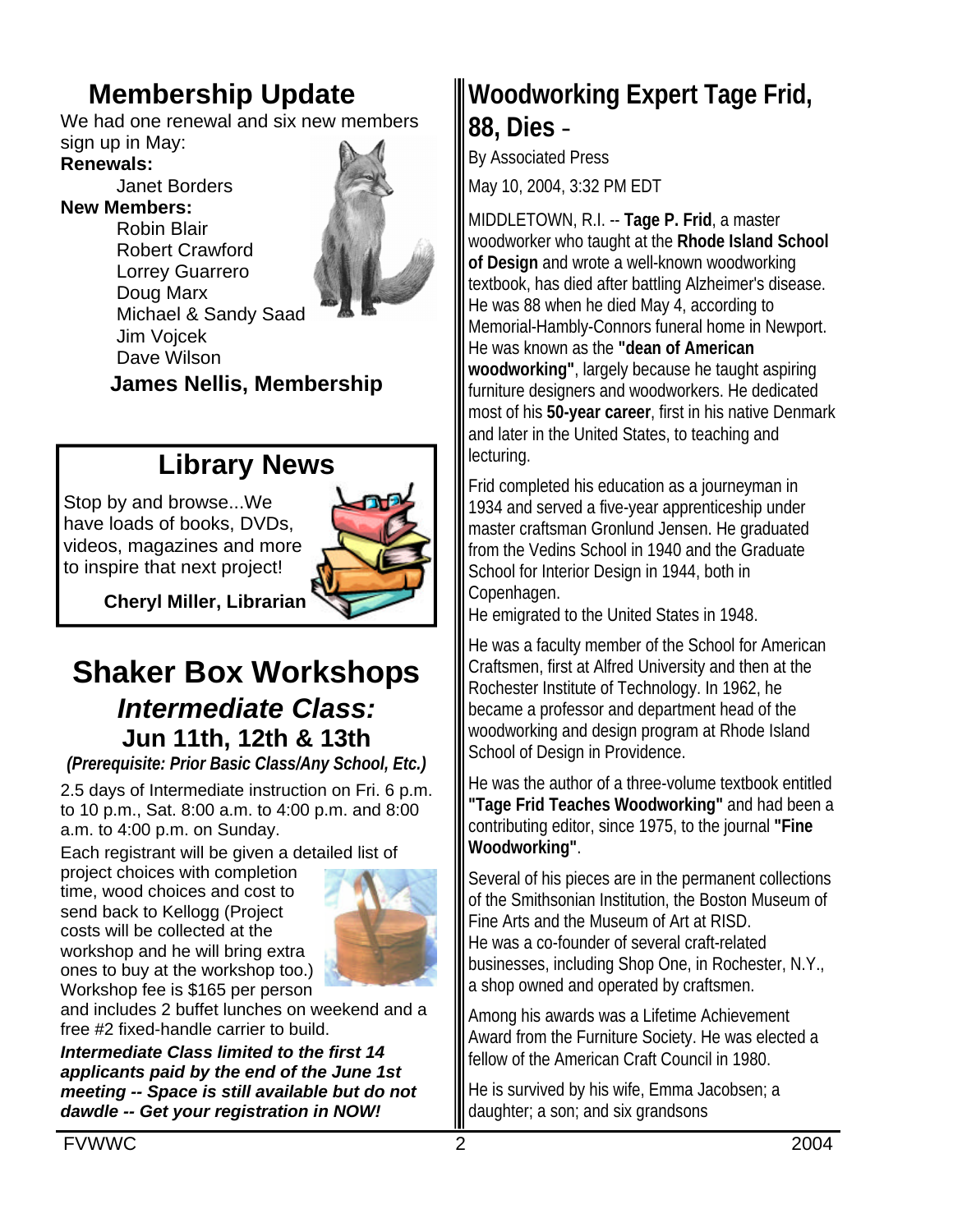## Membership Update

We had one renewal and six new members sign up in May:

**Renewals:**

Janet Borders

**New Members:**

Robin Blair
Robert Crawford
Lorrey Guarrero
Doug Marx
Michael & Sandy Saad
Jim Vojcek
Dave Wilson

**James Nellis, Membership**

## Library News

Stop by and browse...We have loads of books, DVDs, videos, magazines and more to inspire that next project!

**Cheryl Miller, Librarian**

## Shaker Box Workshops

### *Intermediate Class:*

### Jun 11th, 12th & 13th

***(Prerequisite: Prior Basic Class/Any School, Etc.)***

2.5 days of Intermediate instruction on Fri. 6 p.m. to 10 p.m., Sat. 8:00 a.m. to 4:00 p.m. and 8:00 a.m. to 4:00 p.m. on Sunday.

Each registrant will be given a detailed list of project choices with completion time, wood choices and cost to send back to Kellogg (Project costs will be collected at the workshop and he will bring extra ones to buy at the workshop too.) Workshop fee is $165 per person and includes 2 buffet lunches on weekend and a free #2 fixed-handle carrier to build.

***Intermediate Class limited to the first 14 applicants paid by the end of the June 1st meeting -- Space is still available but do not dawdle -- Get your registration in NOW!***

## Woodworking Expert Tage Frid, 88, Dies -

By Associated Press

May 10, 2004, 3:32 PM EDT

MIDDLETOWN, R.I. -- **Tage P. Frid**, a master woodworker who taught at the **Rhode Island School of Design** and wrote a well-known woodworking textbook, has died after battling Alzheimer's disease. He was 88 when he died May 4, according to Memorial-Hambly-Connors funeral home in Newport. He was known as the **"dean of American woodworking"**, largely because he taught aspiring furniture designers and woodworkers. He dedicated most of his **50-year career**, first in his native Denmark and later in the United States, to teaching and lecturing.

Frid completed his education as a journeyman in 1934 and served a five-year apprenticeship under master craftsman Gronlund Jensen. He graduated from the Vedins School in 1940 and the Graduate School for Interior Design in 1944, both in Copenhagen.
He emigrated to the United States in 1948.

He was a faculty member of the School for American Craftsmen, first at Alfred University and then at the Rochester Institute of Technology. In 1962, he became a professor and department head of the woodworking and design program at Rhode Island School of Design in Providence.

He was the author of a three-volume textbook entitled **"Tage Frid Teaches Woodworking"** and had been a contributing editor, since 1975, to the journal **"Fine Woodworking"**.

Several of his pieces are in the permanent collections of the Smithsonian Institution, the Boston Museum of Fine Arts and the Museum of Art at RISD.
He was a co-founder of several craft-related businesses, including Shop One, in Rochester, N.Y., a shop owned and operated by craftsmen.

Among his awards was a Lifetime Achievement Award from the Furniture Society. He was elected a fellow of the American Craft Council in 1980.

He is survived by his wife, Emma Jacobsen; a daughter; a son; and six grandsons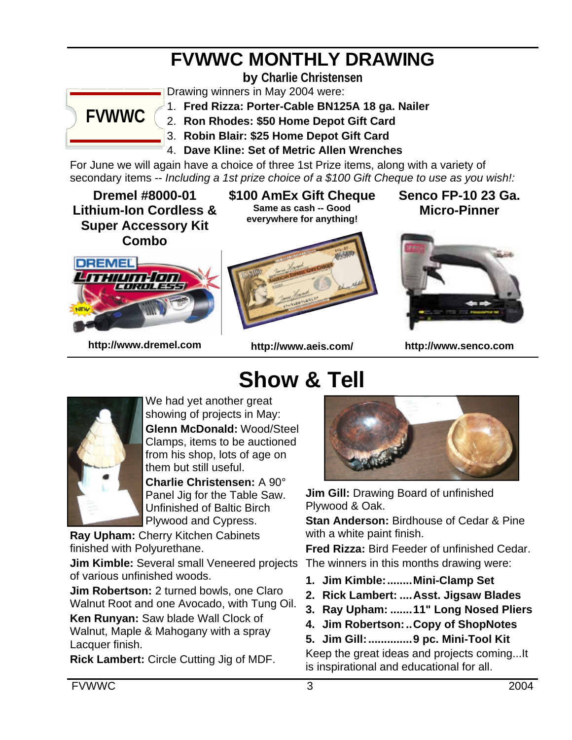# FVWWC MONTHLY DRAWING

**by Charlie Christensen**

Drawing winners in May 2004 were:

1. **Fred Rizza: Porter-Cable BN125A 18 ga. Nailer**
2. **Ron Rhodes: $50 Home Depot Gift Card**
3. **Robin Blair: $25 Home Depot Gift Card**
4. **Dave Kline: Set of Metric Allen Wrenches**

For June we will again have a choice of three 1st Prize items, along with a variety of secondary items -- *Including a 1st prize choice of a $100 Gift Cheque to use as you wish!:*

**Dremel #8000-01 Lithium-Ion Cordless & Super Accessory Kit Combo**

**http://www.dremel.com**

**$100 AmEx Gift Cheque**

**Same as cash -- Good everywhere for anything!**

**http://www.aeis.com/**

**Senco FP-10 23 Ga. Micro-Pinner**

**http://www.senco.com**

# Show & Tell

We had yet another great showing of projects in May:

**Glenn McDonald:** Wood/Steel Clamps, items to be auctioned from his shop, lots of age on them but still useful.

**Charlie Christensen:** A 90° Panel Jig for the Table Saw. Unfinished of Baltic Birch Plywood and Cypress.

**Ray Upham:** Cherry Kitchen Cabinets finished with Polyurethane.

**Jim Kimble:** Several small Veneered projects of various unfinished woods.

**Jim Robertson:** 2 turned bowls, one Claro Walnut Root and one Avocado, with Tung Oil.

**Ken Runyan:** Saw blade Wall Clock of Walnut, Maple & Mahogany with a spray Lacquer finish.

**Rick Lambert:** Circle Cutting Jig of MDF.

**Jim Gill:** Drawing Board of unfinished Plywood & Oak.

**Stan Anderson:** Birdhouse of Cedar & Pine with a white paint finish.

**Fred Rizza:** Bird Feeder of unfinished Cedar.

The winners in this months drawing were:

1. **Jim Kimble:........Mini-Clamp Set**
2. **Rick Lambert: .....Asst. Jigsaw Blades**
3. **Ray Upham: .......11" Long Nosed Pliers**
4. **Jim Robertson:..Copy of ShopNotes**
5. **Jim Gill:..............9 pc. Mini-Tool Kit**

Keep the great ideas and projects coming...It is inspirational and educational for all.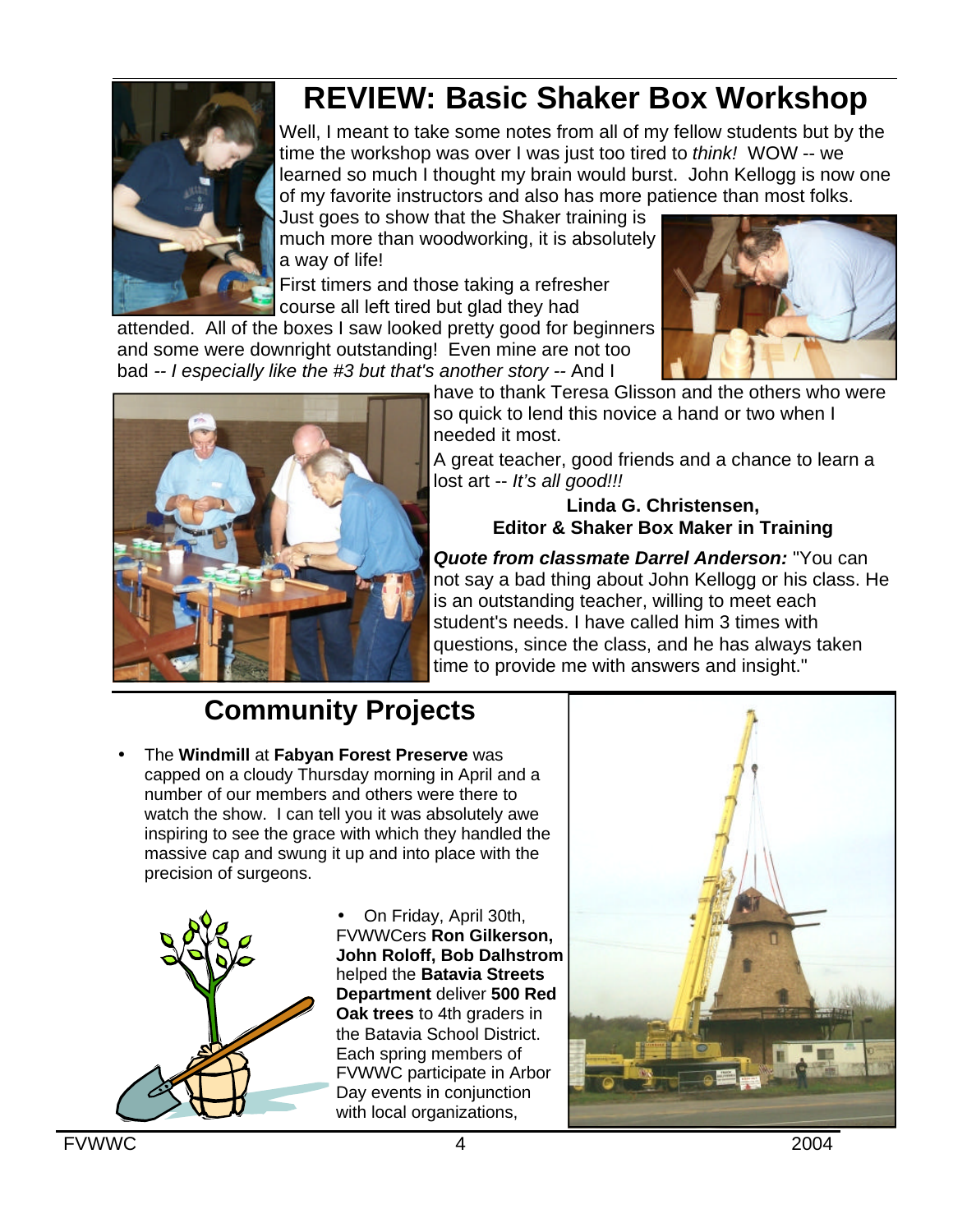# REVIEW: Basic Shaker Box Workshop

Well, I meant to take some notes from all of my fellow students but by the time the workshop was over I was just too tired to *think!* WOW -- we learned so much I thought my brain would burst. John Kellogg is now one of my favorite instructors and also has more patience than most folks. Just goes to show that the Shaker training is much more than woodworking, it is absolutely a way of life!

First timers and those taking a refresher course all left tired but glad they had attended. All of the boxes I saw looked pretty good for beginners and some were downright outstanding! Even mine are not too bad -- *I especially like the #3 but that's another story* -- And I have to thank Teresa Glisson and the others who were so quick to lend this novice a hand or two when I needed it most.

A great teacher, good friends and a chance to learn a lost art -- *It's all good!!!*

**Linda G. Christensen,**
**Editor & Shaker Box Maker in Training**

***Quote from classmate Darrel Anderson:*** "You can not say a bad thing about John Kellogg or his class. He is an outstanding teacher, willing to meet each student's needs. I have called him 3 times with questions, since the class, and he has always taken time to provide me with answers and insight."

## Community Projects

- The **Windmill** at **Fabyan Forest Preserve** was capped on a cloudy Thursday morning in April and a number of our members and others were there to watch the show. I can tell you it was absolutely awe inspiring to see the grace with which they handled the massive cap and swung it up and into place with the precision of surgeons.

- On Friday, April 30th, FVWWCers **Ron Gilkerson, John Roloff, Bob Dalhstrom** helped the **Batavia Streets Department** deliver **500 Red Oak trees** to 4th graders in the Batavia School District. Each spring members of FVWWC participate in Arbor Day events in conjunction with local organizations,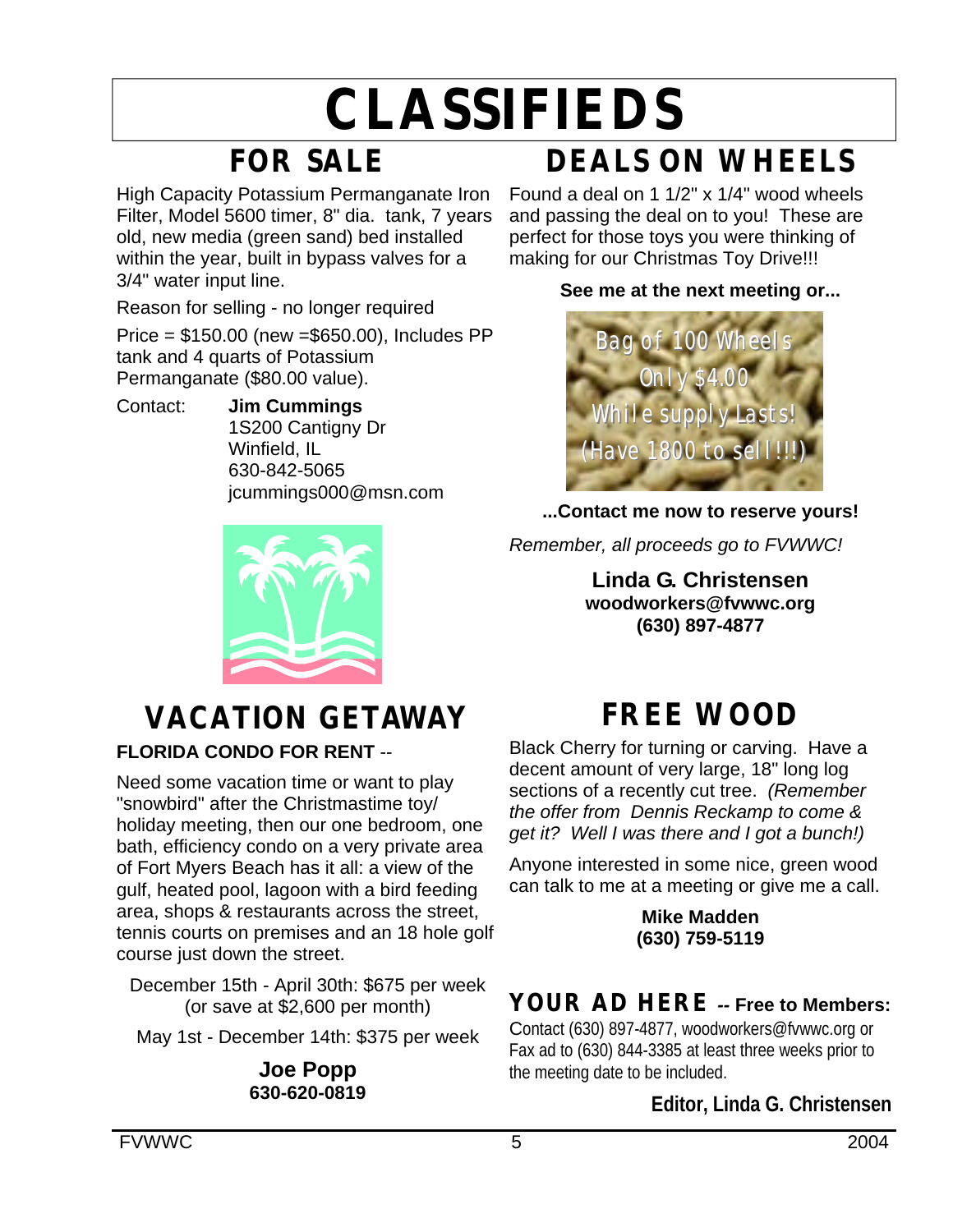# CLASSIFIEDS

## FOR SALE

High Capacity Potassium Permanganate Iron Filter, Model 5600 timer, 8" dia. tank, 7 years old, new media (green sand) bed installed within the year, built in bypass valves for a 3/4" water input line.

Reason for selling - no longer required

Price = $150.00 (new =$650.00), Includes PP tank and 4 quarts of Potassium Permanganate ($80.00 value).

Contact: **Jim Cummings**
1S200 Cantigny Dr
Winfield, IL
630-842-5065
jcummings000@msn.com

## VACATION GETAWAY

**FLORIDA CONDO FOR RENT** --

Need some vacation time or want to play "snowbird" after the Christmastime toy/holiday meeting, then our one bedroom, one bath, efficiency condo on a very private area of Fort Myers Beach has it all: a view of the gulf, heated pool, lagoon with a bird feeding area, shops & restaurants across the street, tennis courts on premises and an 18 hole golf course just down the street.

December 15th - April 30th: $675 per week (or save at $2,600 per month)

May 1st - December 14th: $375 per week

**Joe Popp**
**630-620-0819**

## DEALS ON WHEELS

Found a deal on 1 1/2" x 1/4" wood wheels and passing the deal on to you! These are perfect for those toys you were thinking of making for our Christmas Toy Drive!!!

**See me at the next meeting or...**

Bag of 100 Wheels
Only $4.00
While supply Lasts!
(Have 1800 to sell!!!)

**...Contact me now to reserve yours!**

*Remember, all proceeds go to FVWWC!*

**Linda G. Christensen**
**woodworkers@fvwwc.org**
**(630) 897-4877**

## FREE WOOD

Black Cherry for turning or carving. Have a decent amount of very large, 18" long log sections of a recently cut tree. *(Remember the offer from Dennis Reckamp to come & get it? Well I was there and I got a bunch!)*

Anyone interested in some nice, green wood can talk to me at a meeting or give me a call.

**Mike Madden**
**(630) 759-5119**

## YOUR AD HERE -- Free to Members:

Contact (630) 897-4877, woodworkers@fvwwc.org or Fax ad to (630) 844-3385 at least three weeks prior to the meeting date to be included.

**Editor, Linda G. Christensen**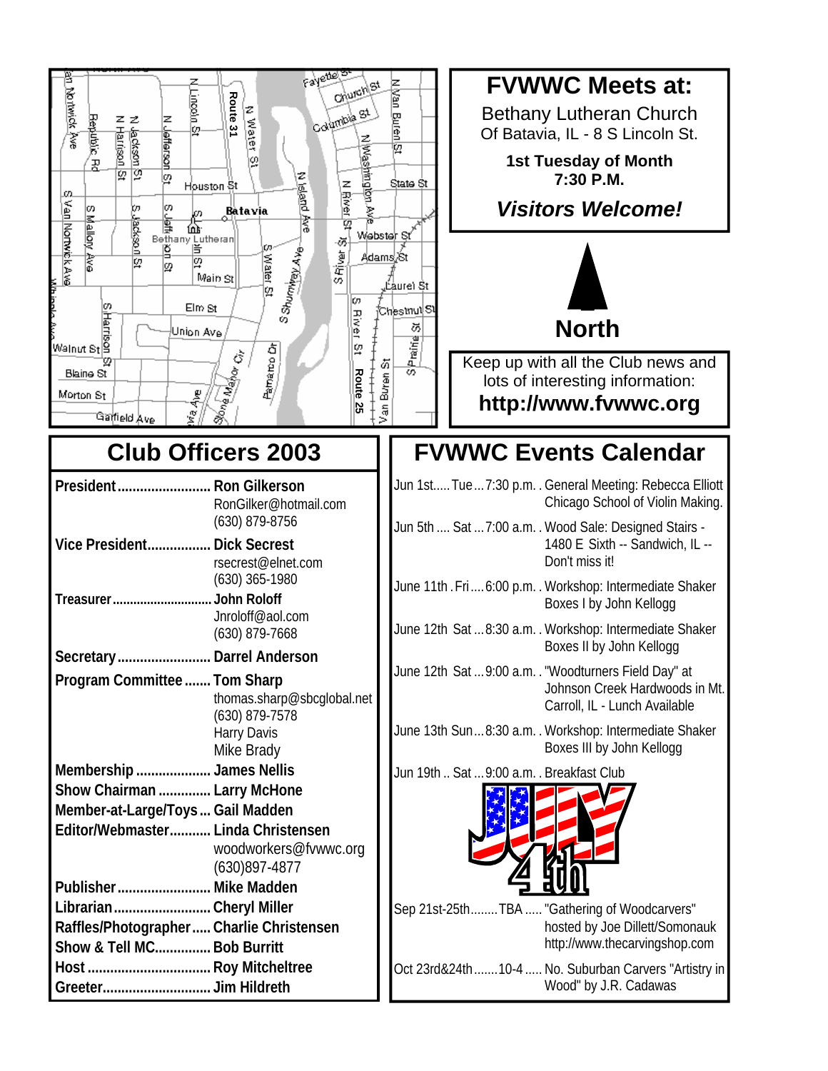## FVWWC Meets at:

Bethany Lutheran Church
Of Batavia, IL - 8 S Lincoln St.

**1st Tuesday of Month**
**7:30 P.M.**

***Visitors Welcome!***

**North**

Keep up with all the Club news and lots of interesting information:
**http://www.fvwwc.org**

## Club Officers 2003

**President** ......................... **Ron Gilkerson**
RonGilker@hotmail.com
(630) 879-8756

**Vice President** ................. **Dick Secrest**
rsecrest@elnet.com
(630) 365-1980

**Treasurer** ............................ **John Roloff**
Jnroloff@aol.com
(630) 879-7668

**Secretary** ......................... **Darrel Anderson**

**Program Committee** ....... **Tom Sharp**
thomas.sharp@sbcglobal.net
(630) 879-7578
Harry Davis
Mike Brady

**Membership** .................... **James Nellis**

**Show Chairman** .............. **Larry McHone**

**Member-at-Large/Toys** ... **Gail Madden**

**Editor/Webmaster** ........... **Linda Christensen**
woodworkers@fvwwc.org
(630)897-4877

**Publisher** ......................... **Mike Madden**

**Librarian** .......................... **Cheryl Miller**

**Raffles/Photographer** ..... **Charlie Christensen**

**Show & Tell MC** ............... **Bob Burritt**

**Host** ................................. **Roy Mitcheltree**

**Greeter** ............................. **Jim Hildreth**

## FVWWC Events Calendar

Jun 1st..... Tue ... 7:30 p.m. . General Meeting: Rebecca Elliott Chicago School of Violin Making.

Jun 5th .... Sat ... 7:00 a.m. . Wood Sale: Designed Stairs - 1480 E Sixth -- Sandwich, IL -- Don't miss it!

June 11th . Fri .... 6:00 p.m. . Workshop: Intermediate Shaker Boxes I by John Kellogg

June 12th Sat ... 8:30 a.m. . Workshop: Intermediate Shaker Boxes II by John Kellogg

June 12th Sat ... 9:00 a.m. . "Woodturners Field Day" at Johnson Creek Hardwoods in Mt. Carroll, IL - Lunch Available

June 13th Sun ... 8:30 a.m. . Workshop: Intermediate Shaker Boxes III by John Kellogg

Jun 19th .. Sat ... 9:00 a.m. . Breakfast Club

JULY 4th

Sep 21st-25th........ TBA ..... "Gathering of Woodcarvers" hosted by Joe Dillett/Somonauk http://www.thecarvingshop.com

Oct 23rd&24th ....... 10-4 ..... No. Suburban Carvers "Artistry in Wood" by J.R. Cadawas